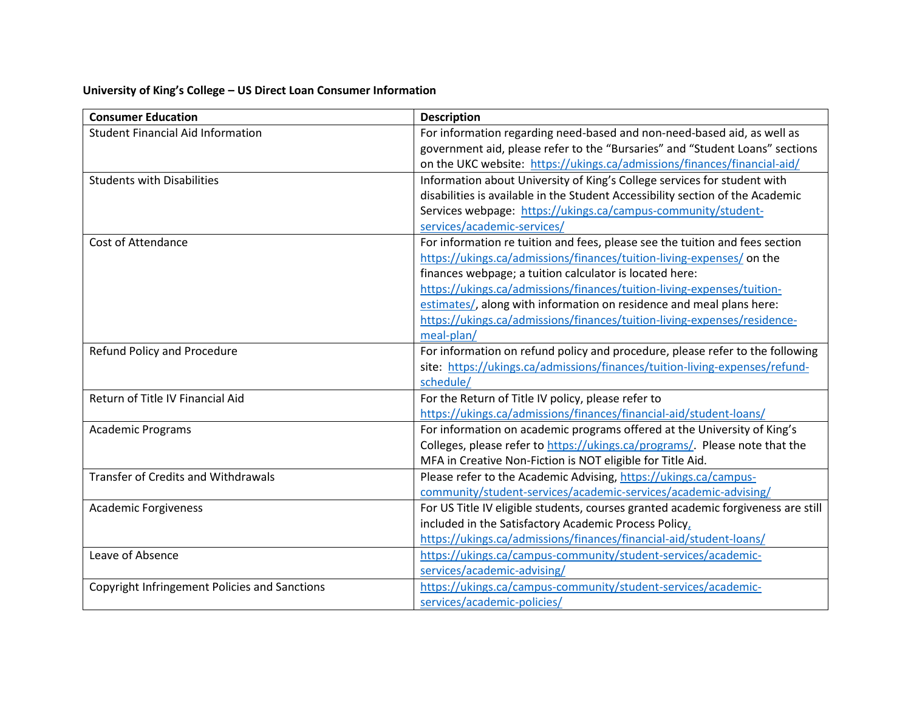**University of King's College – US Direct Loan Consumer Information**

| Consumer Education | Description |
| --- | --- |
| Student Financial Aid Information | For information regarding need-based and non-need-based aid, as well as government aid, please refer to the "Bursaries" and "Student Loans" sections on the UKC website: https://ukings.ca/admissions/finances/financial-aid/ |
| Students with Disabilities | Information about University of King's College services for student with disabilities is available in the Student Accessibility section of the Academic Services webpage: https://ukings.ca/campus-community/student-services/academic-services/ |
| Cost of Attendance | For information re tuition and fees, please see the tuition and fees section https://ukings.ca/admissions/finances/tuition-living-expenses/ on the finances webpage; a tuition calculator is located here: https://ukings.ca/admissions/finances/tuition-living-expenses/tuition-estimates/, along with information on residence and meal plans here: https://ukings.ca/admissions/finances/tuition-living-expenses/residence-meal-plan/ |
| Refund Policy and Procedure | For information on refund policy and procedure, please refer to the following site: https://ukings.ca/admissions/finances/tuition-living-expenses/refund-schedule/ |
| Return of Title IV Financial Aid | For the Return of Title IV policy, please refer to https://ukings.ca/admissions/finances/financial-aid/student-loans/ |
| Academic Programs | For information on academic programs offered at the University of King's Colleges, please refer to https://ukings.ca/programs/. Please note that the MFA in Creative Non-Fiction is NOT eligible for Title Aid. |
| Transfer of Credits and Withdrawals | Please refer to the Academic Advising, https://ukings.ca/campus-community/student-services/academic-services/academic-advising/ |
| Academic Forgiveness | For US Title IV eligible students, courses granted academic forgiveness are still included in the Satisfactory Academic Process Policy, https://ukings.ca/admissions/finances/financial-aid/student-loans/ |
| Leave of Absence | https://ukings.ca/campus-community/student-services/academic-services/academic-advising/ |
| Copyright Infringement Policies and Sanctions | https://ukings.ca/campus-community/student-services/academic-services/academic-policies/ |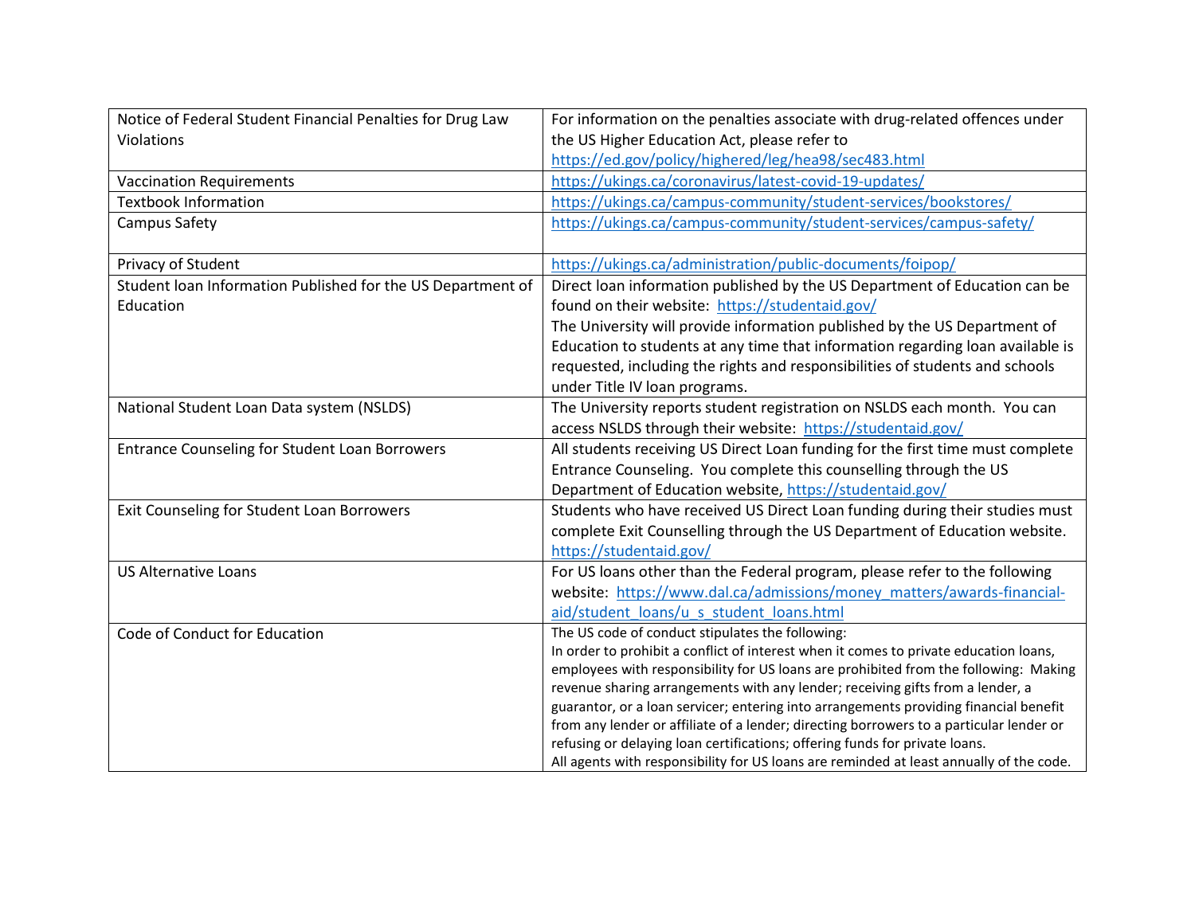| | |
|---|---|
| Notice of Federal Student Financial Penalties for Drug Law Violations | For information on the penalties associate with drug-related offences under the US Higher Education Act, please refer to https://ed.gov/policy/highered/leg/hea98/sec483.html |
| Vaccination Requirements | https://ukings.ca/coronavirus/latest-covid-19-updates/ |
| Textbook Information | https://ukings.ca/campus-community/student-services/bookstores/ |
| Campus Safety | https://ukings.ca/campus-community/student-services/campus-safety/ |
| Privacy of Student | https://ukings.ca/administration/public-documents/foipop/ |
| Student loan Information Published for the US Department of Education | Direct loan information published by the US Department of Education can be found on their website: https://studentaid.gov/<br>The University will provide information published by the US Department of Education to students at any time that information regarding loan available is requested, including the rights and responsibilities of students and schools under Title IV loan programs. |
| National Student Loan Data system (NSLDS) | The University reports student registration on NSLDS each month. You can access NSLDS through their website: https://studentaid.gov/ |
| Entrance Counseling for Student Loan Borrowers | All students receiving US Direct Loan funding for the first time must complete Entrance Counseling. You complete this counselling through the US Department of Education website, https://studentaid.gov/ |
| Exit Counseling for Student Loan Borrowers | Students who have received US Direct Loan funding during their studies must complete Exit Counselling through the US Department of Education website. https://studentaid.gov/ |
| US Alternative Loans | For US loans other than the Federal program, please refer to the following website: https://www.dal.ca/admissions/money_matters/awards-financial-aid/student_loans/u_s_student_loans.html |
| Code of Conduct for Education | The US code of conduct stipulates the following:<br>In order to prohibit a conflict of interest when it comes to private education loans, employees with responsibility for US loans are prohibited from the following: Making revenue sharing arrangements with any lender; receiving gifts from a lender, a guarantor, or a loan servicer; entering into arrangements providing financial benefit from any lender or affiliate of a lender; directing borrowers to a particular lender or refusing or delaying loan certifications; offering funds for private loans.<br>All agents with responsibility for US loans are reminded at least annually of the code. |